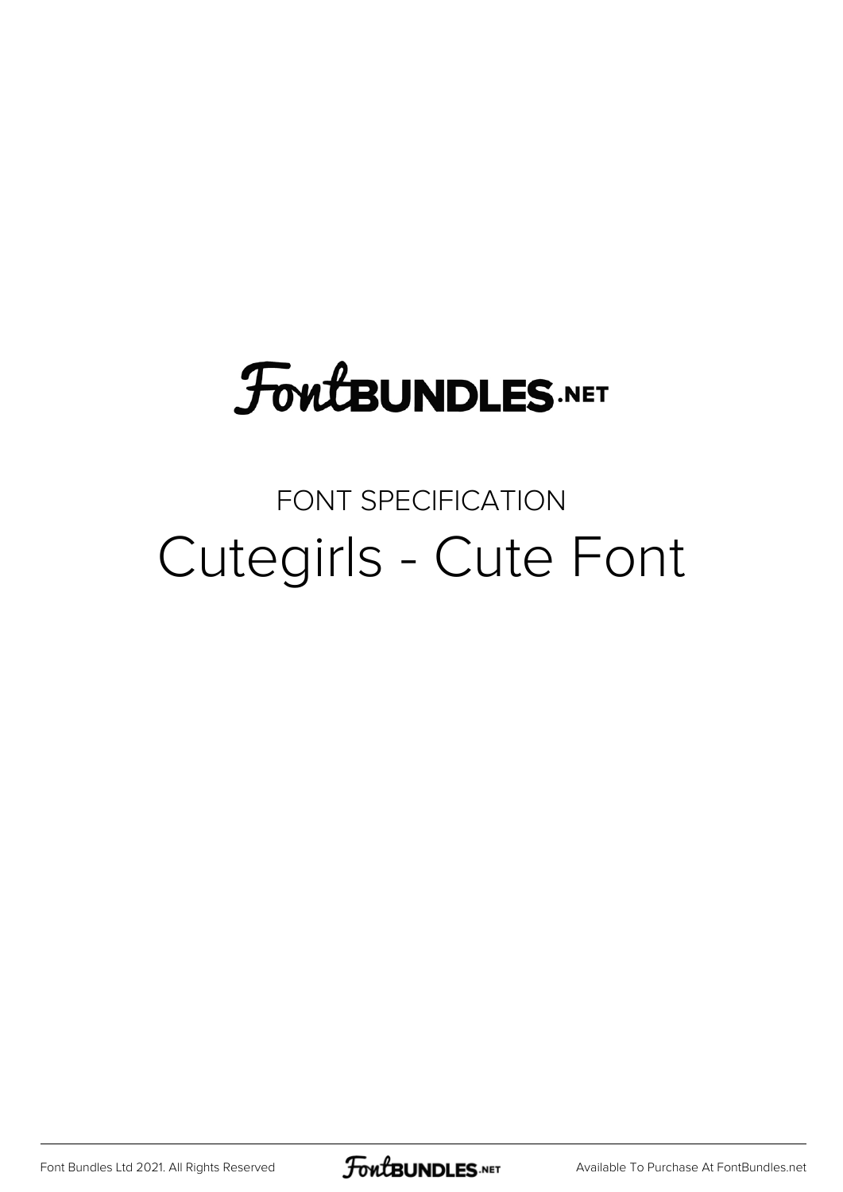FontBUNDLES.NET

FONT SPECIFICATION

# Cutegirls - Cute Font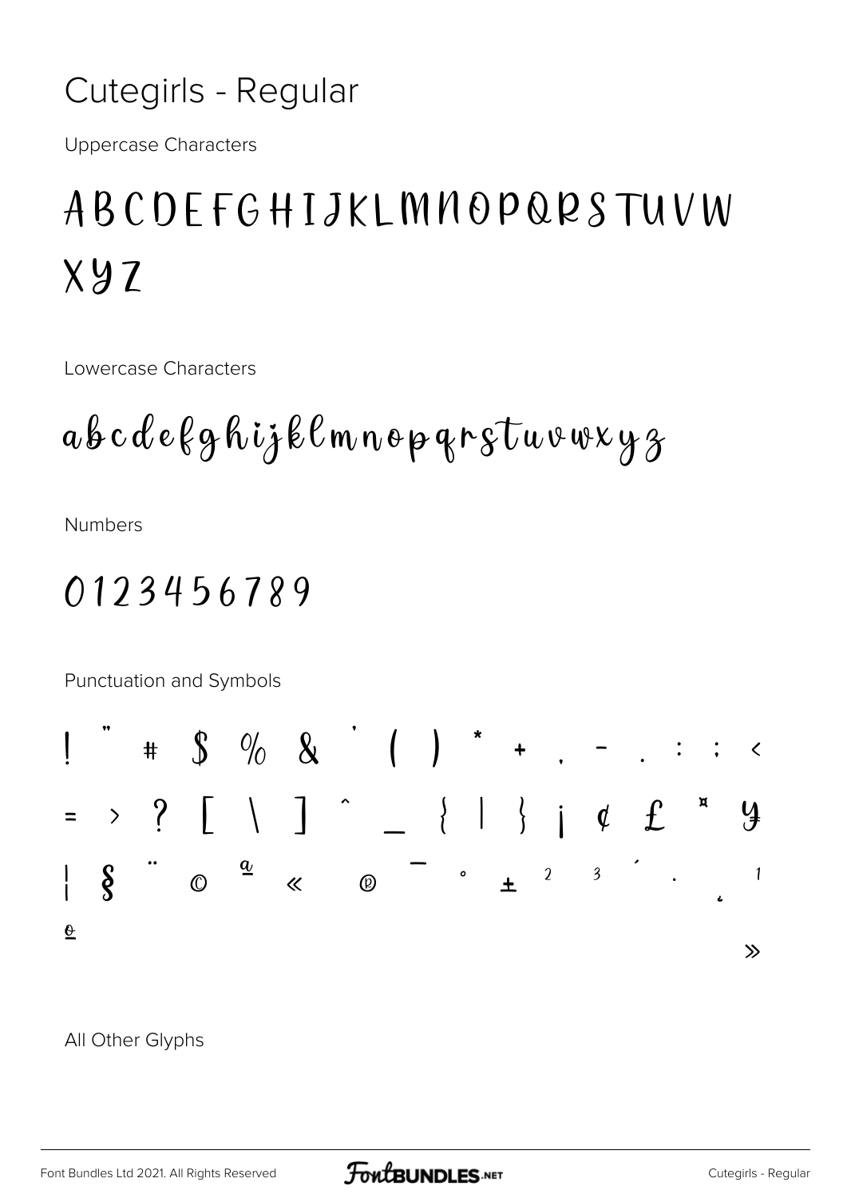# Cutegirls - Regular

Uppercase Characters

ABCDEFGHIJKLMNOPQRSTUVW
XYZ

Lowercase Characters

abcdefghijklmnopqrstuvwxyz

Numbers

0123456789

Punctuation and Symbols

! " # $ % & ' ( ) * + , - . : ; <
= > ? [ \ ] ^ _ { | } ¡ ¢ £ ¤ ¥
¦ § ¨ © ª « ® ¯ ° ± ² ³ ´ · ¸ ¹
º »

All Other Glyphs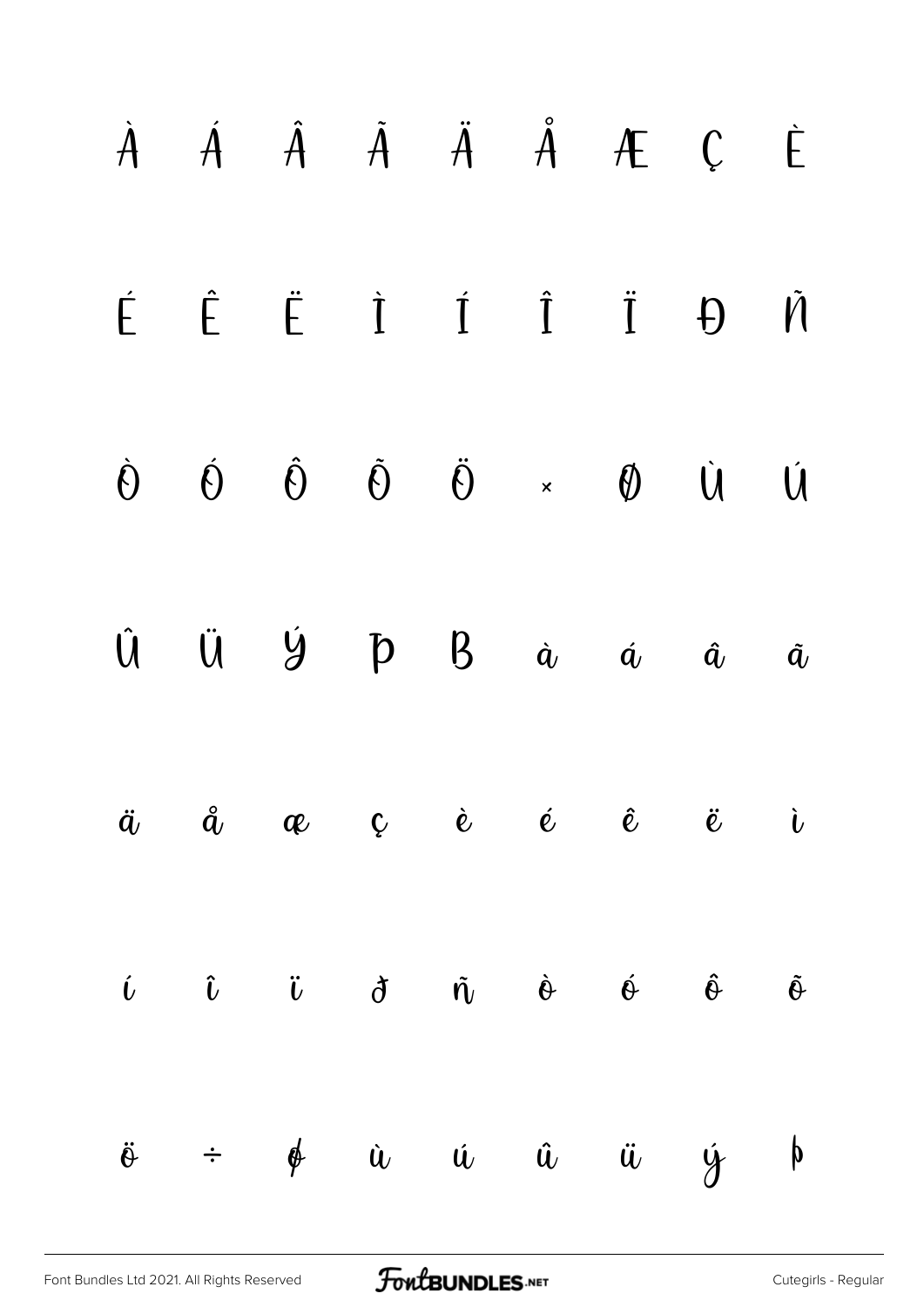À Á Â Ã Ä Å Æ Ç È

É Ê Ë Ì Í Î Ï Ð Ñ

Ò Ó Ô Õ Ö × Ø Ù Ú

Û Ü Ý Þ ß à á â ã

ä å æ ç è é ê ë ì

í î ï ð ñ ò ó ô õ

ö ÷ ø ù ú û ü ý þ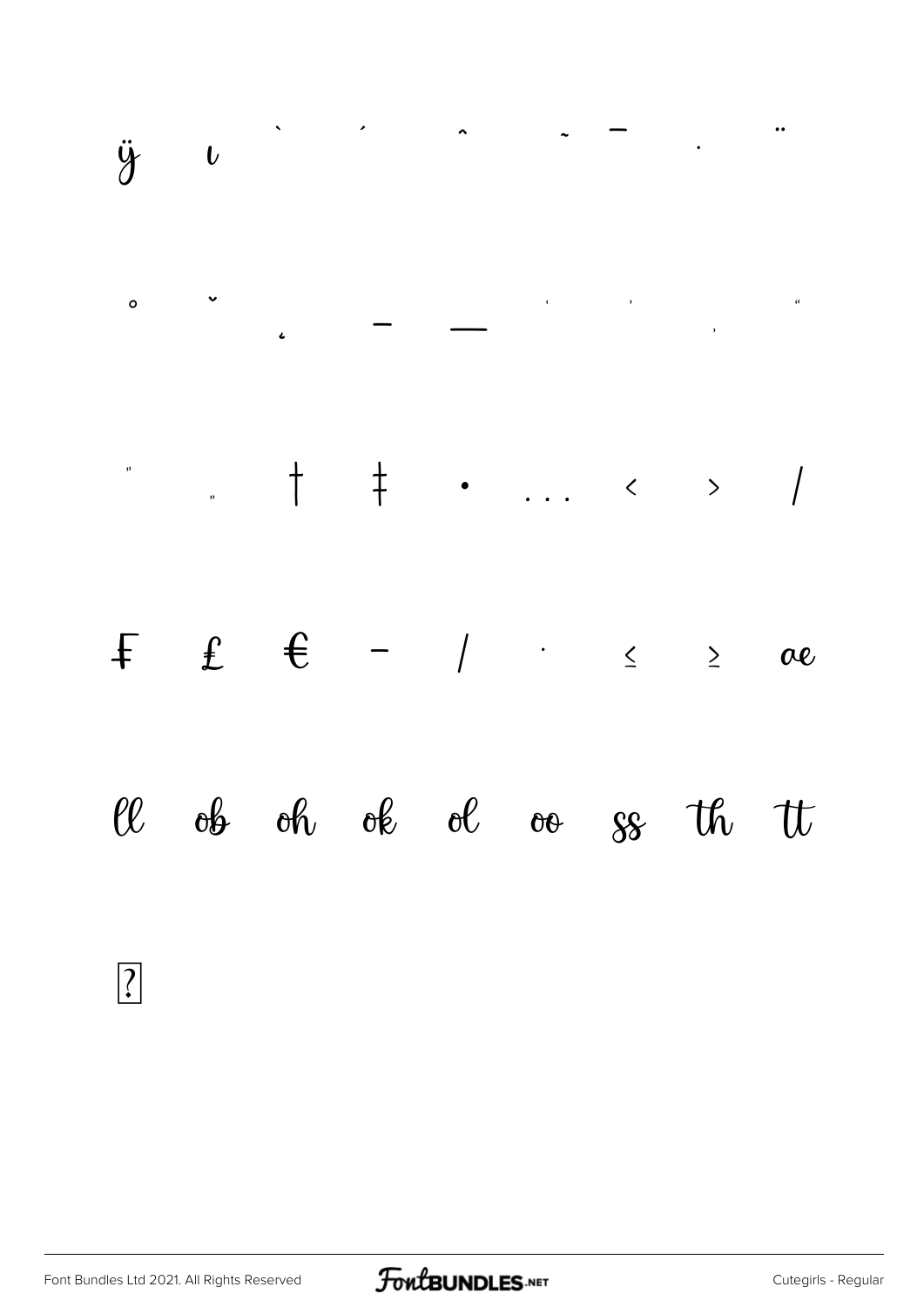ÿ ı ` ´ ˆ ˜ ¯ ˙ ¨

˚ ˇ ˛ – — ‘ ’ ‚ “

” „ † ‡ • … ‹ › ⁄

₣ ₤ € − ∕ ∙ ≤ ≥ ae

ll ob oh ok ol oo ss th tt

?